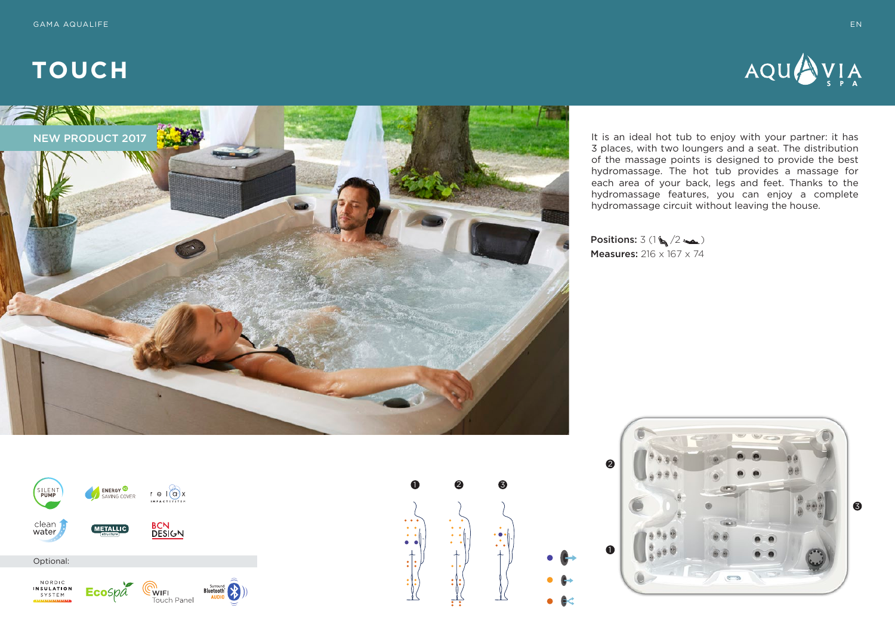GAMA AQUALIFE

# TOUCH

NEW PRODUCT 2017

It is an ideal hot tub to enjoy with your partner: it has 3 places, with two loungers and a seat. The distribution of the massage points is designed to provide the best hydromassage. The hot tub provides a massage for each area of your back, legs and feet. Thanks to the hydromassage features, you can enjoy a complete hydromassage circuit without leaving the house.

**Positions:** 3 (1 /2 )
**Measures:** 216 x 167 x 74

SILENT PUMP
ENERGY SAVING COVER
relax IMPACT SYSTEM
clean water
METALLIC structure
BCN DESIGN

Optional:

NORDIC INSULATION SYSTEM
EcoSpa
WIFI Touch Panel
Surround Bluetooth AUDIO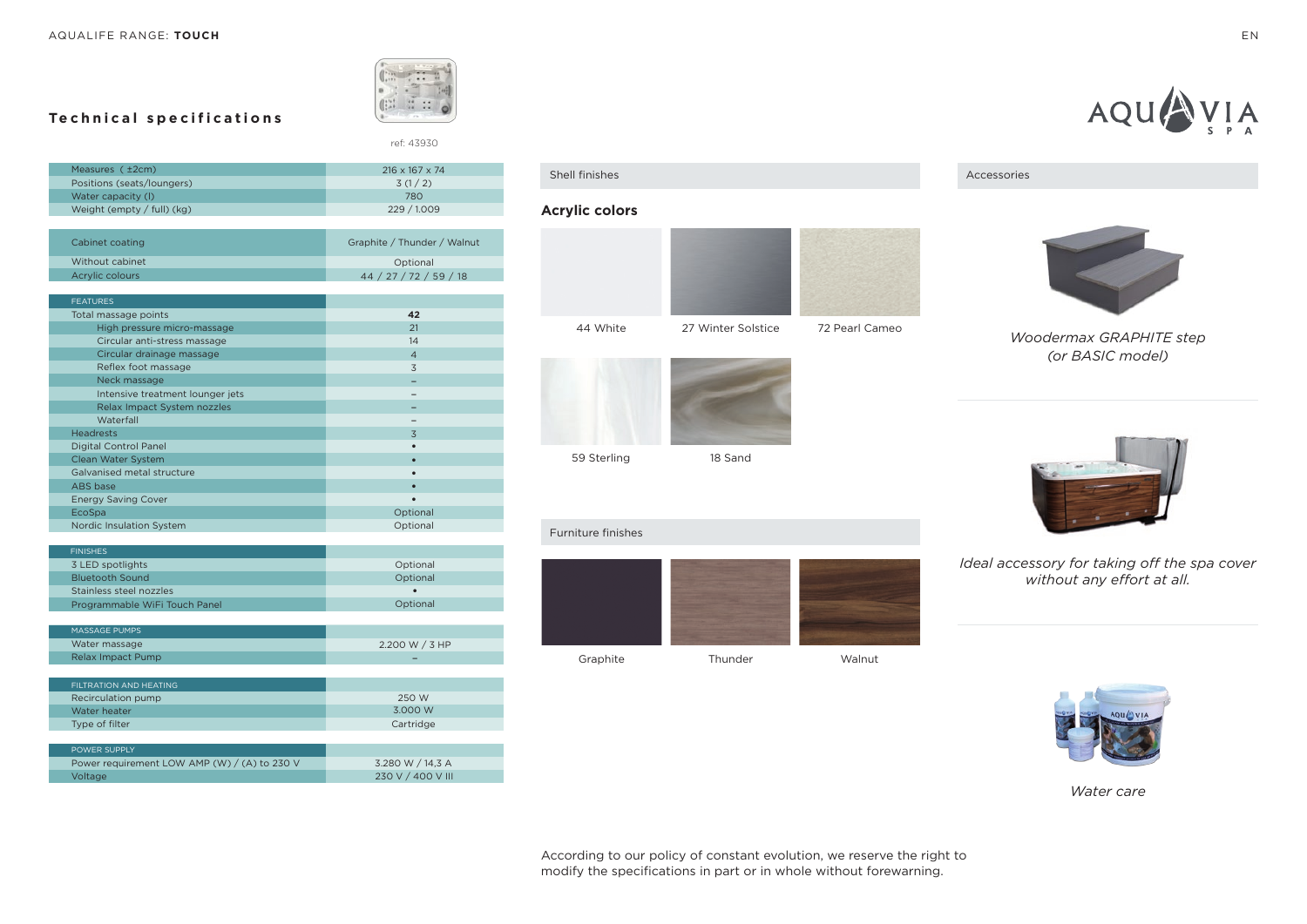AQUALIFE RANGE: **TOUCH**

## Technical specifications

ref: 43930

| | |
|---|---|
| Measures (±2cm) | 216 x 167 x 74 |
| Positions (seats/loungers) | 3 (1 / 2) |
| Water capacity (l) | 780 |
| Weight (empty / full) (kg) | 229 / 1.009 |

| | |
|---|---|
| Cabinet coating | Graphite / Thunder / Walnut |
| Without cabinet | Optional |
| Acrylic colours | 44 / 27 / 72 / 59 / 18 |

| FEATURES | |
|---|---|
| Total massage points | **42** |
| High pressure micro-massage | 21 |
| Circular anti-stress massage | 14 |
| Circular drainage massage | 4 |
| Reflex foot massage | 3 |
| Neck massage | – |
| Intensive treatment lounger jets | – |
| Relax Impact System nozzles | – |
| Waterfall | – |
| Headrests | 3 |
| Digital Control Panel | • |
| Clean Water System | • |
| Galvanised metal structure | • |
| ABS base | • |
| Energy Saving Cover | • |
| EcoSpa | Optional |
| Nordic Insulation System | Optional |

| FINISHES | |
|---|---|
| 3 LED spotlights | Optional |
| Bluetooth Sound | Optional |
| Stainless steel nozzles | • |
| Programmable WiFi Touch Panel | Optional |

| MASSAGE PUMPS | |
|---|---|
| Water massage | 2.200 W / 3 HP |
| Relax Impact Pump | – |

| FILTRATION AND HEATING | |
|---|---|
| Recirculation pump | 250 W |
| Water heater | 3.000 W |
| Type of filter | Cartridge |

| POWER SUPPLY | |
|---|---|
| Power requirement LOW AMP (W) / (A) to 230 V | 3.280 W / 14,3 A |
| Voltage | 230 V / 400 V III |

## Shell finishes

### Acrylic colors

44 White

27 Winter Solstice

72 Pearl Cameo

59 Sterling

18 Sand

## Furniture finishes

Graphite

Thunder

Walnut

## Accessories

*Woodermax GRAPHITE step (or BASIC model)*

*Ideal accessory for taking off the spa cover without any effort at all.*

*Water care*

According to our policy of constant evolution, we reserve the right to modify the specifications in part or in whole without forewarning.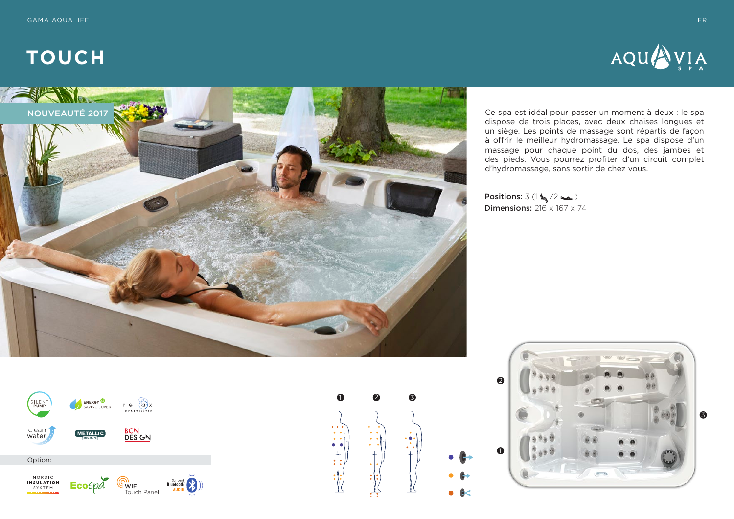GAMA AQUALIFE

# TOUCH

NOUVEAUTÉ 2017

Ce spa est idéal pour passer un moment à deux : le spa dispose de trois places, avec deux chaises longues et un siège. Les points de massage sont répartis de façon à offrir le meilleur hydromassage. Le spa dispose d'un massage pour chaque point du dos, des jambes et des pieds. Vous pourrez profiter d'un circuit complet d'hydromassage, sans sortir de chez vous.

**Positions:** 3 (1 /2 )
**Dimensions:** 216 x 167 x 74

SILENT PUMP
ENERGY SAVING COVER
relax IMPACT SYSTEM
clean water
METALLIC structure
BCN DESIGN

Option:

NORDIC INSULATION SYSTEM
EcoSpa
WIFI Touch Panel
Surround Bluetooth AUDIO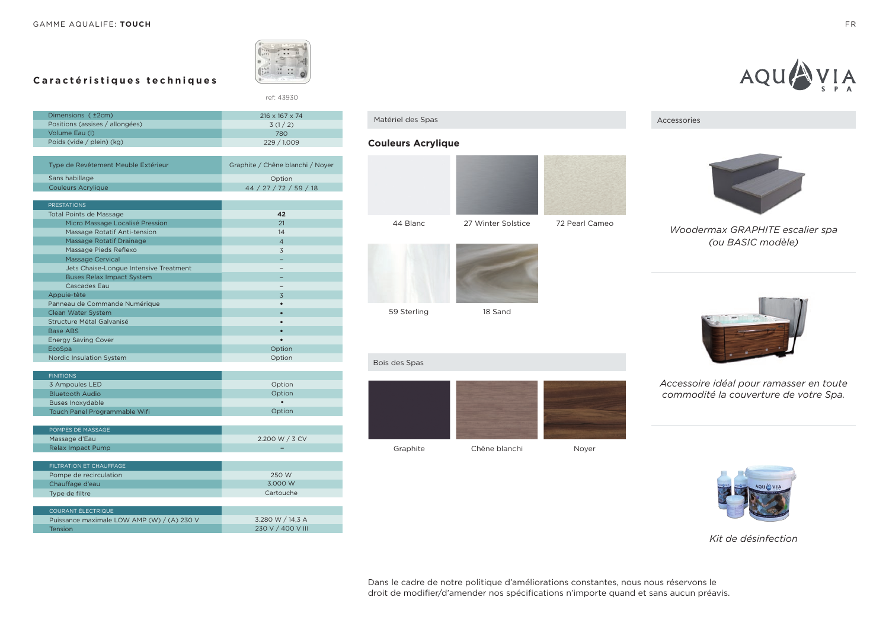GAMME AQUALIFE: **TOUCH**

## Caractéristiques techniques

ref: 43930

| | |
|---|---|
| Dimensions ( ±2cm) | 216 x 167 x 74 |
| Positions (assises / allongées) | 3 (1 / 2) |
| Volume Eau (l) | 780 |
| Poids (vide / plein) (kg) | 229 / 1.009 |

| | |
|---|---|
| Type de Revêtement Meuble Extérieur | Graphite / Chêne blanchi / Noyer |
| Sans habillage | Option |
| Couleurs Acrylique | 44 / 27 / 72 / 59 / 18 |

| PRESTATIONS | |
|---|---|
| Total Points de Massage | **42** |
| Micro Massage Localisé Pression | 21 |
| Massage Rotatif Anti-tension | 14 |
| Massage Rotatif Drainage | 4 |
| Massage Pieds Reflexo | 3 |
| Massage Cervical | – |
| Jets Chaise-Longue Intensive Treatment | – |
| Buses Relax Impact System | – |
| Cascades Eau | – |
| Appuie-tête | 3 |
| Panneau de Commande Numérique | • |
| Clean Water System | • |
| Structure Métal Galvanisé | • |
| Base ABS | • |
| Energy Saving Cover | • |
| EcoSpa | Option |
| Nordic Insulation System | Option |

| FINITIONS | |
|---|---|
| 3 Ampoules LED | Option |
| Bluetooth Audio | Option |
| Buses Inoxydable | • |
| Touch Panel Programmable Wifi | Option |

| POMPES DE MASSAGE | |
|---|---|
| Massage d'Eau | 2.200 W / 3 CV |
| Relax Impact Pump | – |

| FILTRATION ET CHAUFFAGE | |
|---|---|
| Pompe de recirculation | 250 W |
| Chauffage d'eau | 3.000 W |
| Type de filtre | Cartouche |

| COURANT ÉLECTRIQUE | |
|---|---|
| Puissance maximale LOW AMP (W) / (A) 230 V | 3.280 W / 14,3 A |
| Tension | 230 V / 400 V III |

Matériel des Spas

### Couleurs Acrylique

44 Blanc — 27 Winter Solstice — 72 Pearl Cameo — 59 Sterling — 18 Sand

Bois des Spas

Graphite — Chêne blanchi — Noyer

Accessories

*Woodermax GRAPHITE escalier spa (ou BASIC modèle)*

*Accessoire idéal pour ramasser en toute commodité la couverture de votre Spa.*

*Kit de désinfection*

Dans le cadre de notre politique d'améliorations constantes, nous nous réservons le droit de modifier/d'amender nos spécifications n'importe quand et sans aucun préavis.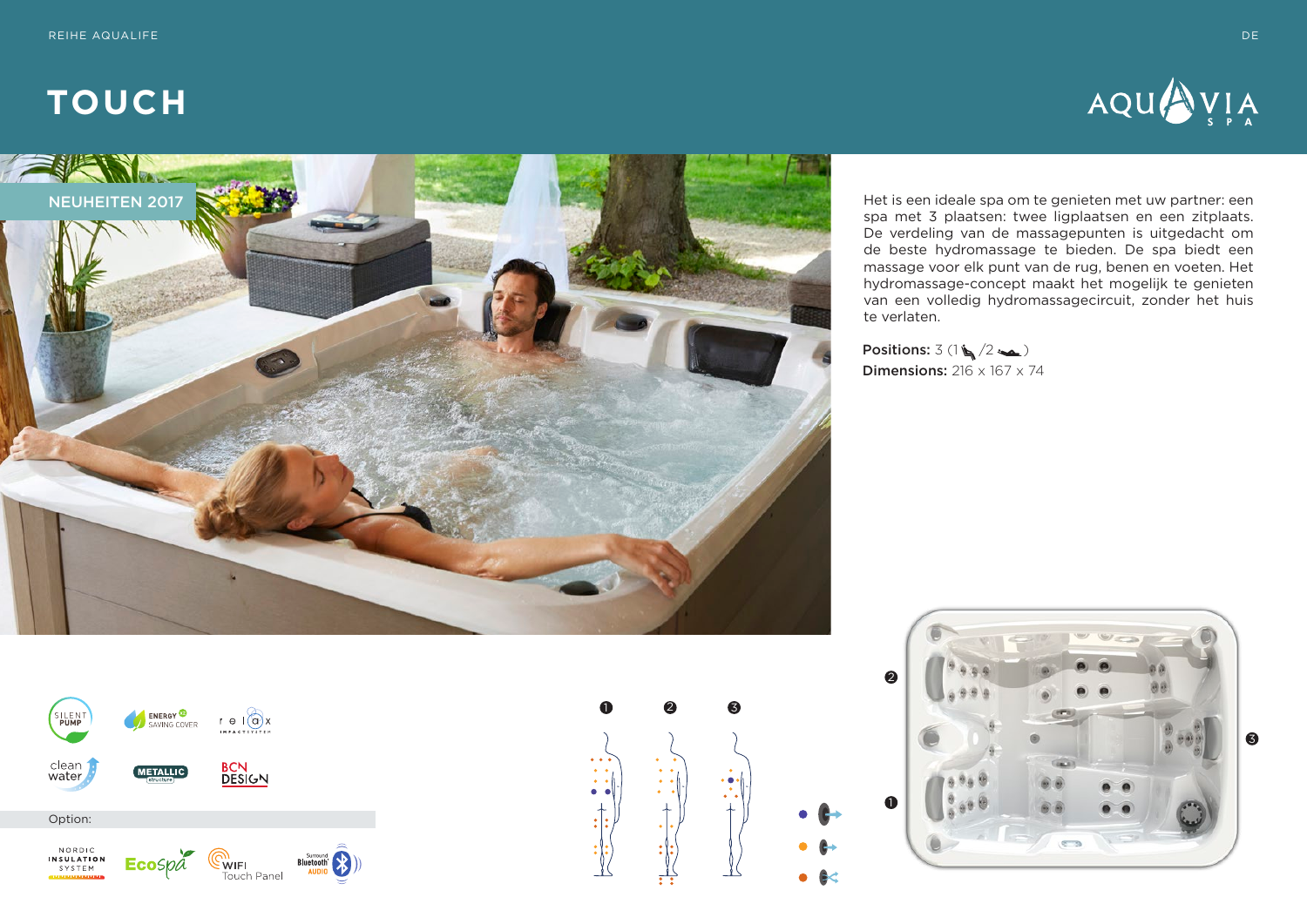REIHE AQUALIFE

# TOUCH

NEUHEITEN 2017

Het is een ideale spa om te genieten met uw partner: een spa met 3 plaatsen: twee ligplaatsen en een zitplaats. De verdeling van de massagepunten is uitgedacht om de beste hydromassage te bieden. De spa biedt een massage voor elk punt van de rug, benen en voeten. Het hydromassage-concept maakt het mogelijk te genieten van een volledig hydromassagecircuit, zonder het huis te verlaten.

**Positions:** 3 (1 /2 )
**Dimensions:** 216 x 167 x 74

SILENT PUMP · ENERGY SAVING COVER · relax IMPACT SYSTEM · clean water · METALLIC structure · BCN DESIGN

Option:

NORDIC INSULATION SYSTEM · EcoSpa · WIFI Touch Panel · Surround Bluetooth AUDIO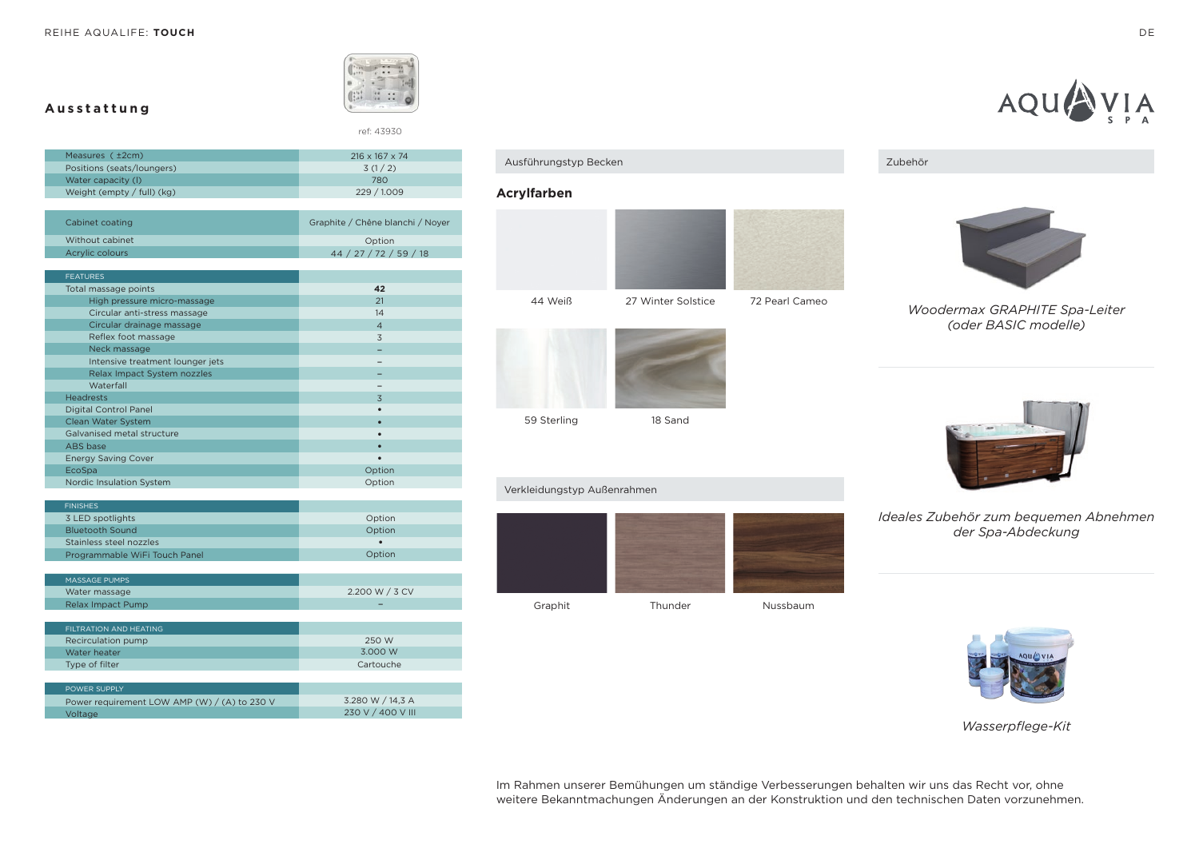## Ausstattung

ref: 43930

| Measures ( ±2cm) | 216 x 167 x 74 |
|---|---|
| Positions (seats/loungers) | 3 (1 / 2) |
| Water capacity (l) | 780 |
| Weight (empty / full) (kg) | 229 / 1.009 |

| Cabinet coating | Graphite / Chêne blanchi / Noyer |
|---|---|
| Without cabinet | Option |
| Acrylic colours | 44 / 27 / 72 / 59 / 18 |

| FEATURES | |
|---|---|
| Total massage points | **42** |
| High pressure micro-massage | 21 |
| Circular anti-stress massage | 14 |
| Circular drainage massage | 4 |
| Reflex foot massage | 3 |
| Neck massage | – |
| Intensive treatment lounger jets | – |
| Relax Impact System nozzles | – |
| Waterfall | – |
| Headrests | 3 |
| Digital Control Panel | • |
| Clean Water System | • |
| Galvanised metal structure | • |
| ABS base | • |
| Energy Saving Cover | • |
| EcoSpa | Option |
| Nordic Insulation System | Option |

| FINISHES | |
|---|---|
| 3 LED spotlights | Option |
| Bluetooth Sound | Option |
| Stainless steel nozzles | • |
| Programmable WiFi Touch Panel | Option |

| MASSAGE PUMPS | |
|---|---|
| Water massage | 2.200 W / 3 CV |
| Relax Impact Pump | – |

| FILTRATION AND HEATING | |
|---|---|
| Recirculation pump | 250 W |
| Water heater | 3.000 W |
| Type of filter | Cartouche |

| POWER SUPPLY | |
|---|---|
| Power requirement LOW AMP (W) / (A) to 230 V | 3.280 W / 14,3 A |
| Voltage | 230 V / 400 V III |

### Ausführungstyp Becken

**Acrylfarben**

44 Weiß

27 Winter Solstice

72 Pearl Cameo

59 Sterling

18 Sand

### Verkleidungstyp Außenrahmen

Graphit

Thunder

Nussbaum

### Zubehör

*Woodermax GRAPHITE Spa-Leiter (oder BASIC modelle)*

*Ideales Zubehör zum bequemen Abnehmen der Spa-Abdeckung*

*Wasserpflege-Kit*

Im Rahmen unserer Bemühungen um ständige Verbesserungen behalten wir uns das Recht vor, ohne weitere Bekanntmachungen Änderungen an der Konstruktion und den technischen Daten vorzunehmen.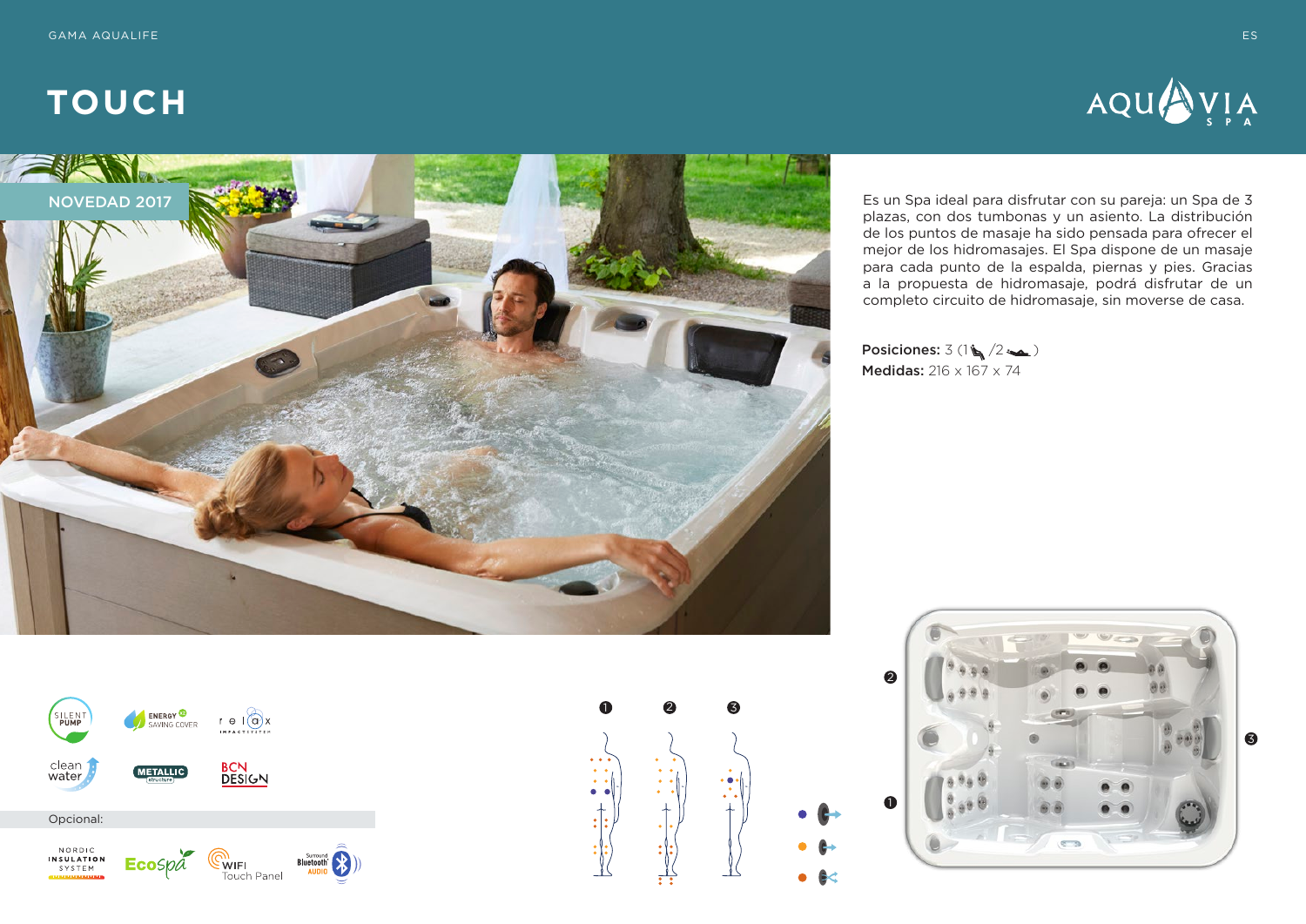# TOUCH

NOVEDAD 2017

Es un Spa ideal para disfrutar con su pareja: un Spa de 3 plazas, con dos tumbonas y un asiento. La distribución de los puntos de masaje ha sido pensada para ofrecer el mejor de los hidromasajes. El Spa dispone de un masaje para cada punto de la espalda, piernas y pies. Gracias a la propuesta de hidromasaje, podrá disfrutar de un completo circuito de hidromasaje, sin moverse de casa.

**Posiciones:** 3 (1 /2 )
**Medidas:** 216 x 167 x 74

SILENT PUMP · ENERGY SAVING COVER · relax IMPACT SYSTEM · clean water · METALLIC structure · BCN DESIGN

Opcional:

NORDIC INSULATION SYSTEM · EcoSpa · WIFI Touch Panel · Surround Bluetooth AUDIO

❶ ❷ ❸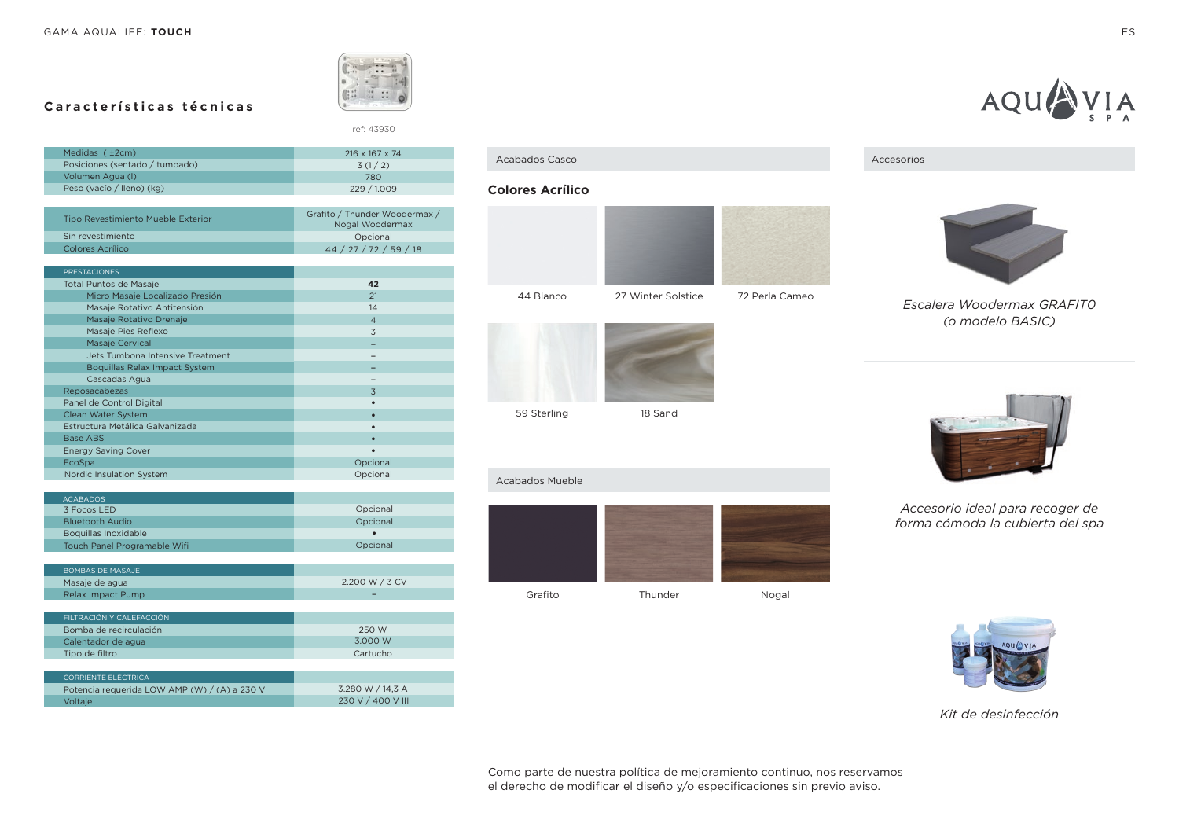## Características técnicas

ref: 43930

| | |
|---|---|
| Medidas (±2cm) | 216 x 167 x 74 |
| Posiciones (sentado / tumbado) | 3 (1 / 2) |
| Volumen Agua (l) | 780 |
| Peso (vacío / lleno) (kg) | 229 / 1.009 |

| | |
|---|---|
| Tipo Revestimiento Mueble Exterior | Grafito / Thunder Woodermax / Nogal Woodermax |
| Sin revestimiento | Opcional |
| Colores Acrílico | 44 / 27 / 72 / 59 / 18 |

| PRESTACIONES | |
|---|---|
| Total Puntos de Masaje | **42** |
| Micro Masaje Localizado Presión | 21 |
| Masaje Rotativo Antitensión | 14 |
| Masaje Rotativo Drenaje | 4 |
| Masaje Pies Reflexo | 3 |
| Masaje Cervical | – |
| Jets Tumbona Intensive Treatment | – |
| Boquillas Relax Impact System | – |
| Cascadas Agua | – |
| Reposacabezas | 3 |
| Panel de Control Digital | • |
| Clean Water System | • |
| Estructura Metálica Galvanizada | • |
| Base ABS | • |
| Energy Saving Cover | • |
| EcoSpa | Opcional |
| Nordic Insulation System | Opcional |

| ACABADOS | |
|---|---|
| 3 Focos LED | Opcional |
| Bluetooth Audio | Opcional |
| Boquillas Inoxidable | • |
| Touch Panel Programable Wifi | Opcional |

| BOMBAS DE MASAJE | |
|---|---|
| Masaje de agua | 2.200 W / 3 CV |
| Relax Impact Pump | – |

| FILTRACIÓN Y CALEFACCIÓN | |
|---|---|
| Bomba de recirculación | 250 W |
| Calentador de agua | 3.000 W |
| Tipo de filtro | Cartucho |

| CORRIENTE ELÉCTRICA | |
|---|---|
| Potencia requerida LOW AMP (W) / (A) a 230 V | 3.280 W / 14,3 A |
| Voltaje | 230 V / 400 V III |

### Acabados Casco

**Colores Acrílico**

44 Blanco

27 Winter Solstice

72 Perla Cameo

59 Sterling

18 Sand

### Acabados Mueble

Grafito

Thunder

Nogal

### Accesorios

*Escalera Woodermax GRAFITO (o modelo BASIC)*

*Accesorio ideal para recoger de forma cómoda la cubierta del spa*

*Kit de desinfección*

Como parte de nuestra política de mejoramiento continuo, nos reservamos el derecho de modificar el diseño y/o especificaciones sin previo aviso.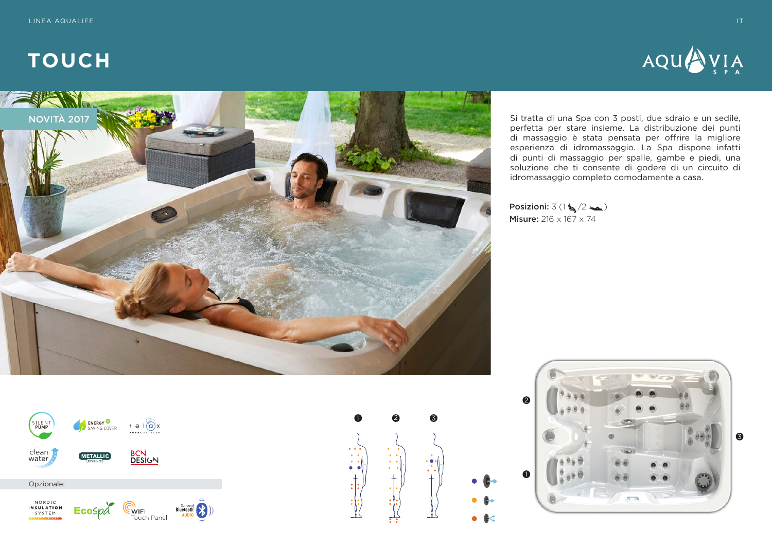LINEA AQUALIFE

# TOUCH

NOVITÀ 2017

Si tratta di una Spa con 3 posti, due sdraio e un sedile, perfetta per stare insieme. La distribuzione dei punti di massaggio è stata pensata per offrire la migliore esperienza di idromassaggio. La Spa dispone infatti di punti di massaggio per spalle, gambe e piedi, una soluzione che ti consente di godere di un circuito di idromassaggio completo comodamente a casa.

**Posizioni:** 3 (1 /2 )
**Misure:** 216 x 167 x 74

SILENT PUMP

ENERGY SAVING COVER

relax IMPACT SYSTEM

clean water

METALLIC structure

BCN DESIGN

Opzionale:

NORDIC INSULATION SYSTEM

EcoSpa

WIFI Touch Panel

Surround Bluetooth AUDIO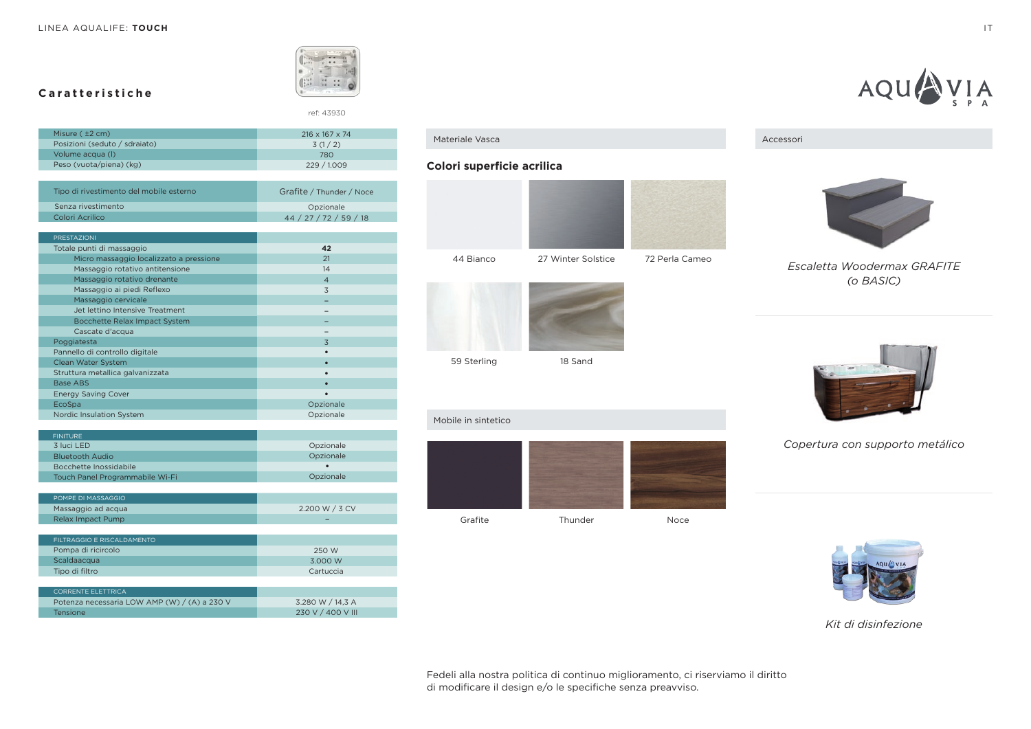## Caratteristiche

ref: 43930

| Misure ( ±2 cm) | 216 x 167 x 74 |
|---|---|
| Posizioni (seduto / sdraiato) | 3 (1 / 2) |
| Volume acqua (l) | 780 |
| Peso (vuota/piena) (kg) | 229 / 1.009 |

| Tipo di rivestimento del mobile esterno | Grafite / Thunder / Noce |
|---|---|
| Senza rivestimento | Opzionale |
| Colori Acrilico | 44 / 27 / 72 / 59 / 18 |

| PRESTAZIONI | |
|---|---|
| Totale punti di massaggio | **42** |
| Micro massaggio localizzato a pressione | 21 |
| Massaggio rotativo antitensione | 14 |
| Massaggio rotativo drenante | 4 |
| Massaggio ai piedi Reflexo | 3 |
| Massaggio cervicale | – |
| Jet lettino Intensive Treatment | – |
| Bocchette Relax Impact System | – |
| Cascate d'acqua | – |
| Poggiatesta | 3 |
| Pannello di controllo digitale | • |
| Clean Water System | • |
| Struttura metallica galvanizzata | • |
| Base ABS | • |
| Energy Saving Cover | • |
| EcoSpa | Opzionale |
| Nordic Insulation System | Opzionale |

| FINITURE | |
|---|---|
| 3 luci LED | Opzionale |
| Bluetooth Audio | Opzionale |
| Bocchette Inossidabile | • |
| Touch Panel Programmabile Wi-Fi | Opzionale |

| POMPE DI MASSAGGIO | |
|---|---|
| Massaggio ad acqua | 2.200 W / 3 CV |
| Relax Impact Pump | – |

| FILTRAGGIO E RISCALDAMENTO | |
|---|---|
| Pompa di ricircolo | 250 W |
| Scaldaacqua | 3.000 W |
| Tipo di filtro | Cartuccia |

| CORRENTE ELETTRICA | |
|---|---|
| Potenza necessaria LOW AMP (W) / (A) a 230 V | 3.280 W / 14,3 A |
| Tensione | 230 V / 400 V III |

Materiale Vasca

### Colori superficie acrilica

44 Bianco

27 Winter Solstice

72 Perla Cameo

59 Sterling

18 Sand

Mobile in sintetico

Grafite

Thunder

Noce

Accessori

*Escaletta Woodermax GRAFITE (o BASIC)*

*Copertura con supporto metálico*

*Kit di disinfezione*

Fedeli alla nostra politica di continuo miglioramento, ci riserviamo il diritto di modificare il design e/o le specifiche senza preavviso.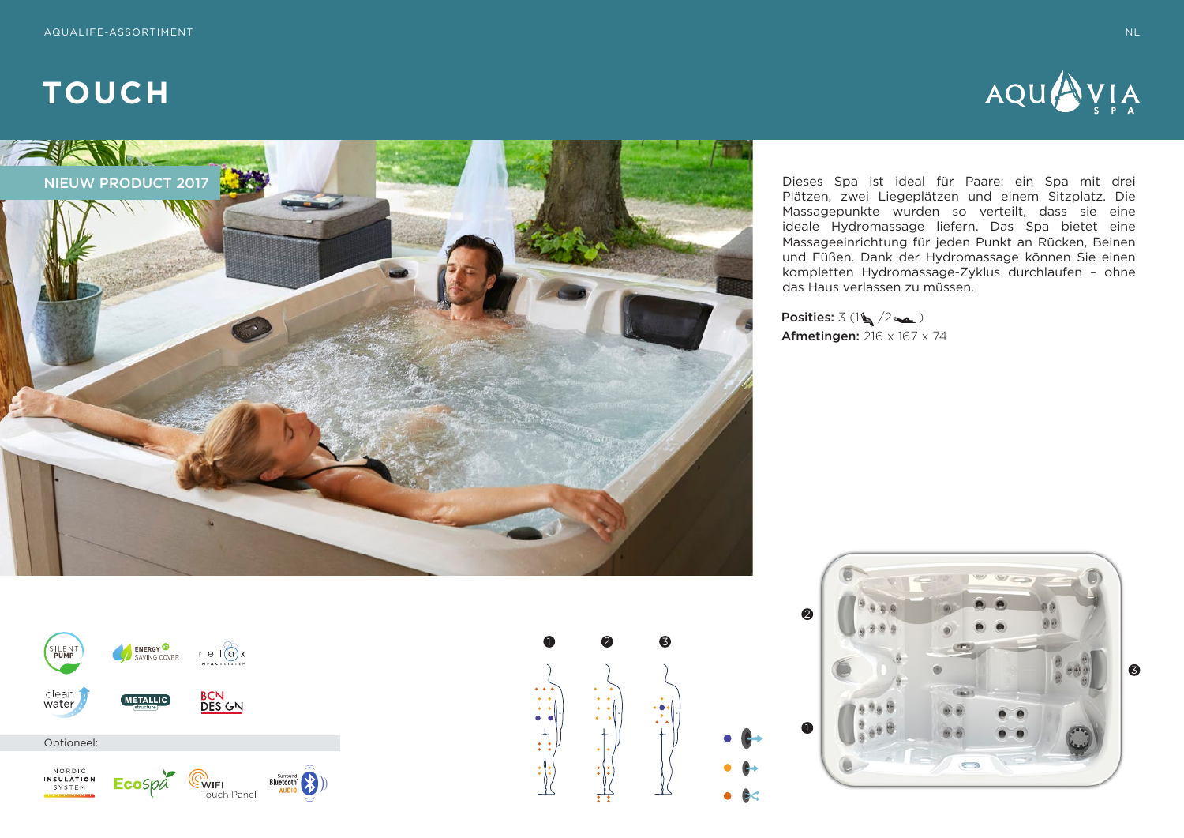AQUALIFE-ASSORTIMENT

NL

# TOUCH

AQUAVIA SPA

NIEUW PRODUCT 2017

Dieses Spa ist ideal für Paare: ein Spa mit drei Plätzen, zwei Liegeplätzen und einem Sitzplatz. Die Massagepunkte wurden so verteilt, dass sie eine ideale Hydromassage liefern. Das Spa bietet eine Massageeinrichtung für jeden Punkt an Rücken, Beinen und Füßen. Dank der Hydromassage können Sie einen kompletten Hydromassage-Zyklus durchlaufen – ohne das Haus verlassen zu müssen.

**Posities:** 3 (1 /2 )
**Afmetingen:** 216 x 167 x 74

SILENT PUMP · ENERGY SAVING COVER · relax IMPACT SYSTEM · clean water · METALLIC structure · BCN DESIGN

Optioneel:

NORDIC INSULATION SYSTEM · EcoSpa · WIFI Touch Panel · Surround Bluetooth AUDIO

❶ ❷ ❸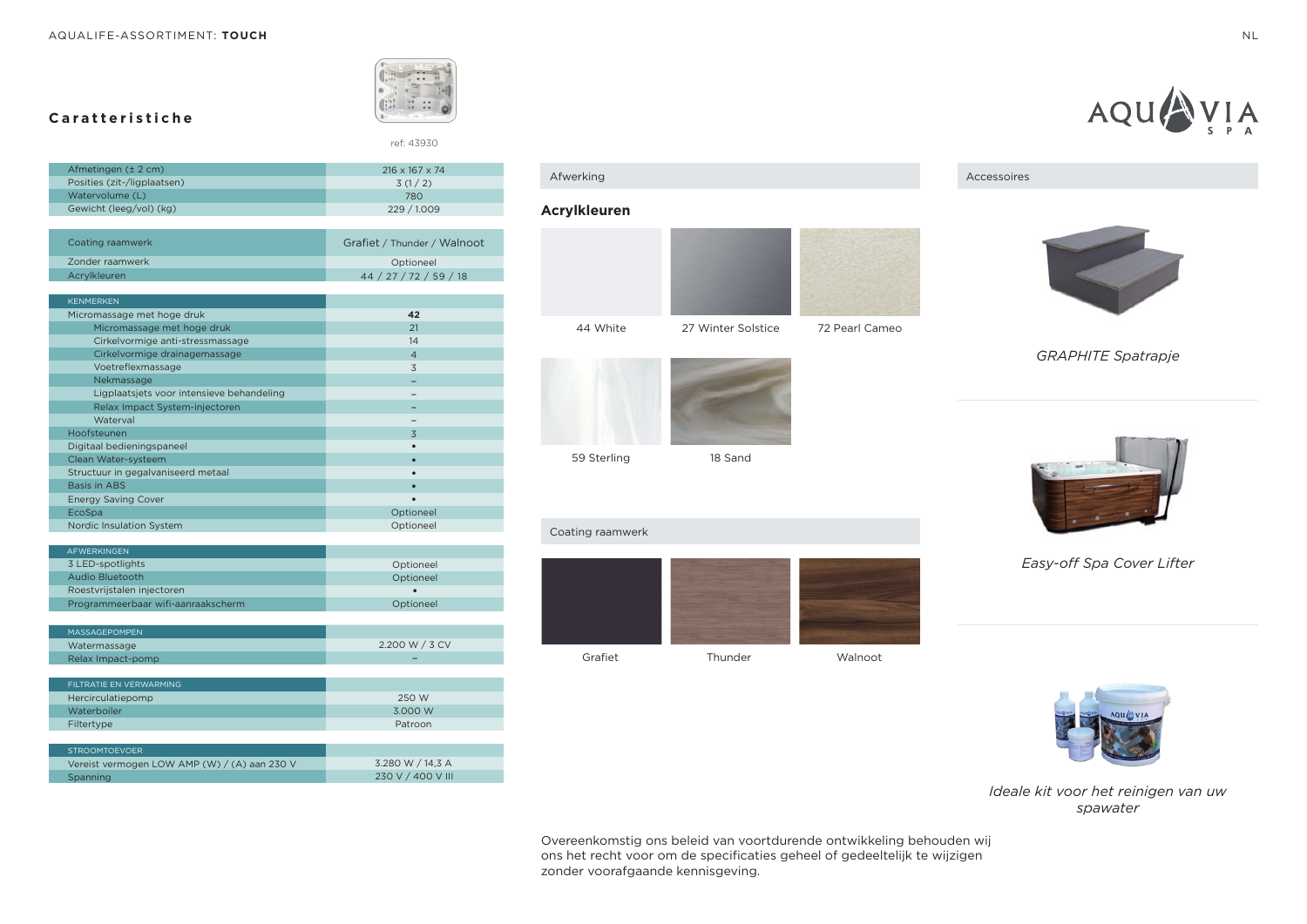## Caratteristiche

ref: 43930

| | |
|---|---|
| Afmetingen (± 2 cm) | 216 x 167 x 74 |
| Posities (zit-/ligplaatsen) | 3 (1 / 2) |
| Watervolume (L) | 780 |
| Gewicht (leeg/vol) (kg) | 229 / 1.009 |
| | |
| Coating raamwerk | Grafiet / Thunder / Walnoot |
| Zonder raamwerk | Optioneel |
| Acrylkleuren | 44 / 27 / 72 / 59 / 18 |
| | |
| KENMERKEN | |
| Micromassage met hoge druk | **42** |
| Micromassage met hoge druk | 21 |
| Cirkelvormige anti-stressmassage | 14 |
| Cirkelvormige drainagemassage | 4 |
| Voetreflexmassage | 3 |
| Nekmassage | – |
| Ligplaatsjets voor intensieve behandeling | – |
| Relax Impact System-injectoren | – |
| Waterval | – |
| Hoofdsteunen | 3 |
| Digitaal bedieningspaneel | • |
| Clean Water-systeem | • |
| Structuur in gegalvaniseerd metaal | • |
| Basis in ABS | • |
| Energy Saving Cover | • |
| EcoSpa | Optioneel |
| Nordic Insulation System | Optioneel |
| | |
| AFWERKINGEN | |
| 3 LED-spotlights | Optioneel |
| Audio Bluetooth | Optioneel |
| Roestvrijstalen injectoren | • |
| Programmeerbaar wifi-aanraakscherm | Optioneel |
| | |
| MASSAGEPOMPEN | |
| Watermassage | 2.200 W / 3 CV |
| Relax Impact-pomp | – |
| | |
| FILTRATIE EN VERWARMING | |
| Hercirculatiepomp | 250 W |
| Waterboiler | 3.000 W |
| Filtertype | Patroon |
| | |
| STROOMTOEVOER | |
| Vereist vermogen LOW AMP (W) / (A) aan 230 V | 3.280 W / 14,3 A |
| Spanning | 230 V / 400 V III |

### Afwerking

**Acrylkleuren**

44 White

27 Winter Solstice

72 Pearl Cameo

59 Sterling

18 Sand

### Coating raamwerk

Grafiet

Thunder

Walnoot

### Accessoires

*GRAPHITE Spatrapje*

*Easy-off Spa Cover Lifter*

*Ideale kit voor het reinigen van uw spawater*

Overeenkomstig ons beleid van voortdurende ontwikkeling behouden wij ons het recht voor om de specificaties geheel of gedeeltelijk te wijzigen zonder voorafgaande kennisgeving.